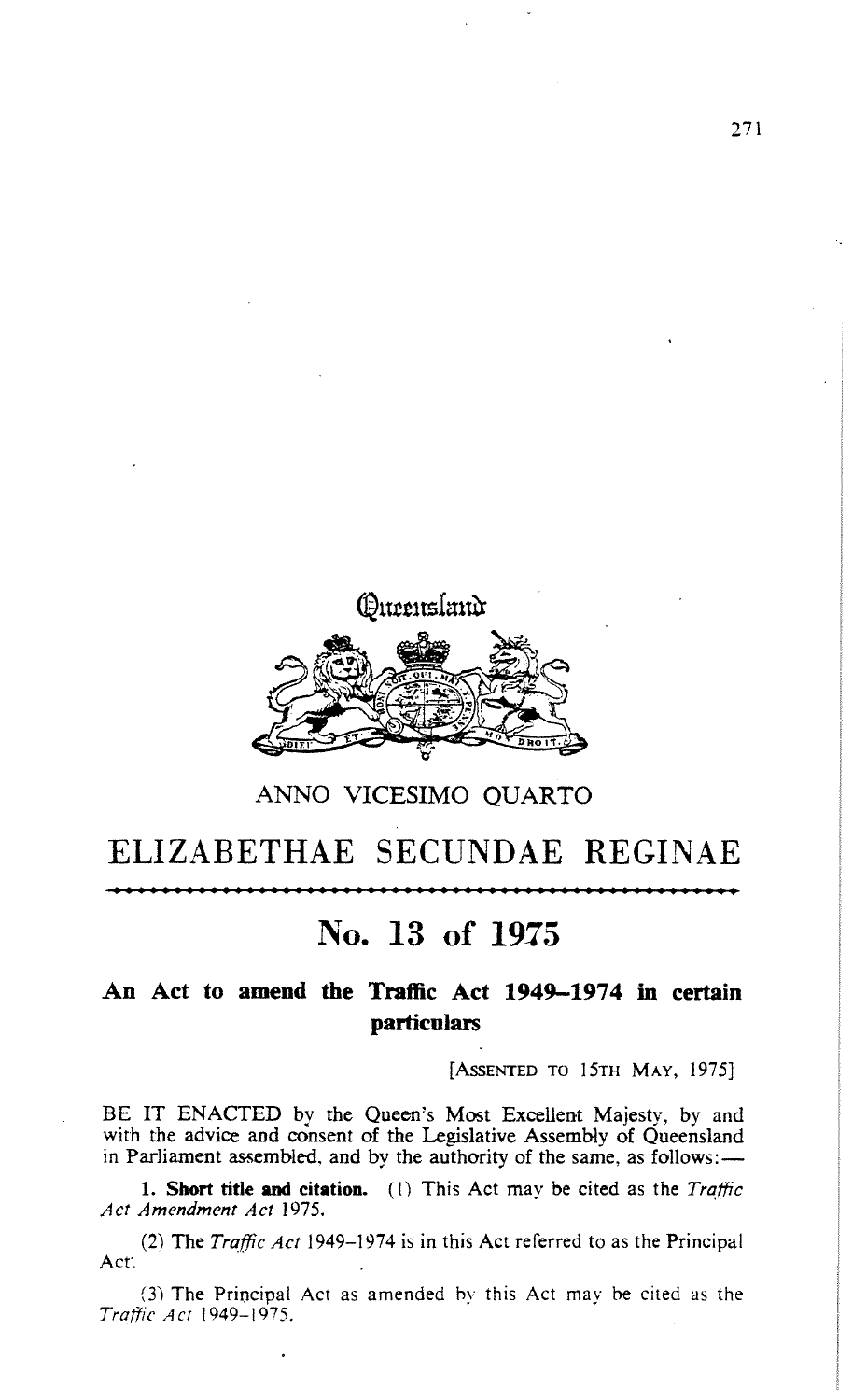Queensland

ANNO VICESIMO QUARTO

# ELIZABETHAE SECUNDAE REGINAE

## No. 13 of 1975

### An Act to amend the Traffic Act 1949–1974 in certain particulars

[ASSENTED TO 15TH MAY, 1975]

BE IT ENACTED by the Queen's Most Excellent Majesty, by and with the advice and consent of the Legislative Assembly of Queensland in Parliament assembled, and by the authority of the same, as follows:—

**1. Short title and citation.** (1) This Act may be cited as the *Traffic Act Amendment Act* 1975.

(2) The *Traffic Act* 1949–1974 is in this Act referred to as the Principal Act.

(3) The Principal Act as amended by this Act may be cited as the *Traffic Act* 1949–1975.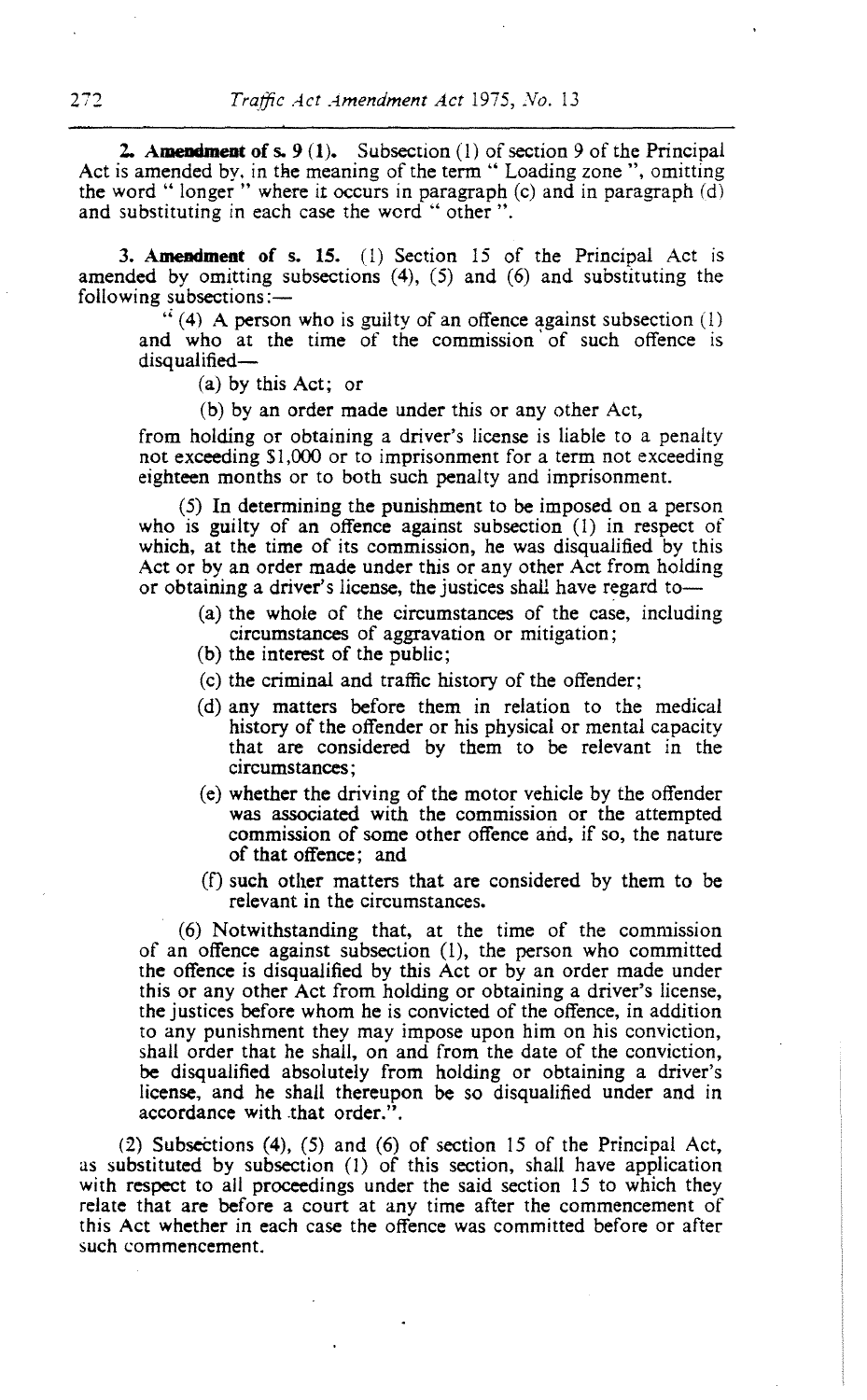**2. Amendment of s. 9 (1).** Subsection (1) of section 9 of the Principal Act is amended by, in the meaning of the term " Loading zone ", omitting the word " longer " where it occurs in paragraph (c) and in paragraph (d) and substituting in each case the word " other ".

**3. Amendment of s. 15.** (1) Section 15 of the Principal Act is amended by omitting subsections (4), (5) and (6) and substituting the following subsections:—

" (4) A person who is guilty of an offence against subsection (1) and who at the time of the commission of such offence is disqualified—

(a) by this Act; or

(b) by an order made under this or any other Act,

from holding or obtaining a driver's license is liable to a penalty not exceeding $1,000 or to imprisonment for a term not exceeding eighteen months or to both such penalty and imprisonment.

(5) In determining the punishment to be imposed on a person who is guilty of an offence against subsection (1) in respect of which, at the time of its commission, he was disqualified by this Act or by an order made under this or any other Act from holding or obtaining a driver's license, the justices shall have regard to—

(a) the whole of the circumstances of the case, including circumstances of aggravation or mitigation;

(b) the interest of the public;

(c) the criminal and traffic history of the offender;

(d) any matters before them in relation to the medical history of the offender or his physical or mental capacity that are considered by them to be relevant in the circumstances;

(e) whether the driving of the motor vehicle by the offender was associated with the commission or the attempted commission of some other offence and, if so, the nature of that offence; and

(f) such other matters that are considered by them to be relevant in the circumstances.

(6) Notwithstanding that, at the time of the commission of an offence against subsection (1), the person who committed the offence is disqualified by this Act or by an order made under this or any other Act from holding or obtaining a driver's license, the justices before whom he is convicted of the offence, in addition to any punishment they may impose upon him on his conviction, shall order that he shall, on and from the date of the conviction, be disqualified absolutely from holding or obtaining a driver's license, and he shall thereupon be so disqualified under and in accordance with that order.".

(2) Subsections (4), (5) and (6) of section 15 of the Principal Act, as substituted by subsection (1) of this section, shall have application with respect to all proceedings under the said section 15 to which they relate that are before a court at any time after the commencement of this Act whether in each case the offence was committed before or after such commencement.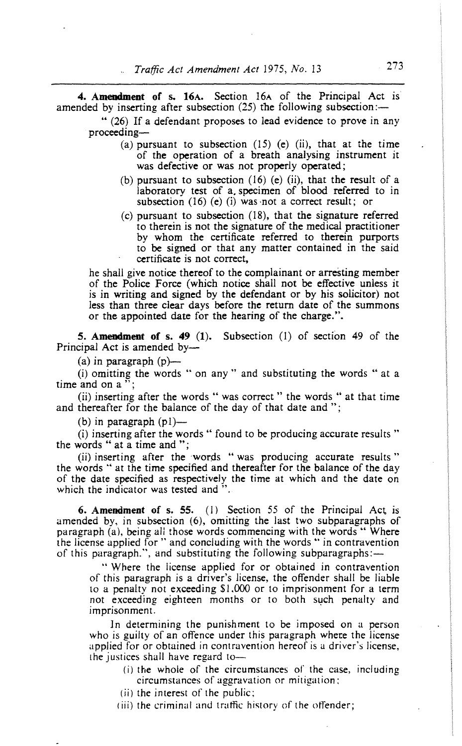**4. Amendment of s. 16A.** Section 16A of the Principal Act is amended by inserting after subsection (25) the following subsection:—

" (26) If a defendant proposes to lead evidence to prove in any proceeding—

(a) pursuant to subsection (15) (e) (ii), that at the time of the operation of a breath analysing instrument it was defective or was not properly operated;

(b) pursuant to subsection (16) (e) (ii), that the result of a laboratory test of a specimen of blood referred to in subsection (16) (e) (i) was not a correct result; or

(c) pursuant to subsection (18), that the signature referred to therein is not the signature of the medical practitioner by whom the certificate referred to therein purports to be signed or that any matter contained in the said certificate is not correct,

he shall give notice thereof to the complainant or arresting member of the Police Force (which notice shall not be effective unless it is in writing and signed by the defendant or by his solicitor) not less than three clear days before the return date of the summons or the appointed date for the hearing of the charge.".

**5. Amendment of s. 49 (1).** Subsection (1) of section 49 of the Principal Act is amended by—

(a) in paragraph (p)—

(i) omitting the words " on any " and substituting the words " at a time and on a ";

(ii) inserting after the words " was correct " the words " at that time and thereafter for the balance of the day of that date and ";

(b) in paragraph (p1)—

(i) inserting after the words " found to be producing accurate results " the words " at a time and ";

(ii) inserting after the words " was producing accurate results " the words " at the time specified and thereafter for the balance of the day of the date specified as respectively the time at which and the date on which the indicator was tested and ".

**6. Amendment of s. 55.** (1) Section 55 of the Principal Act is amended by, in subsection (6), omitting the last two subparagraphs of paragraph (a), being all those words commencing with the words " Where the license applied for " and concluding with the words " in contravention of this paragraph.", and substituting the following subparagraphs:—

" Where the license applied for or obtained in contravention of this paragraph is a driver's license, the offender shall be liable to a penalty not exceeding $1,000 or to imprisonment for a term not exceeding eighteen months or to both such penalty and imprisonment.

In determining the punishment to be imposed on a person who is guilty of an offence under this paragraph where the license applied for or obtained in contravention hereof is a driver's license, the justices shall have regard to—

(i) the whole of the circumstances of the case, including circumstances of aggravation or mitigation;

(ii) the interest of the public;

(iii) the criminal and traffic history of the offender;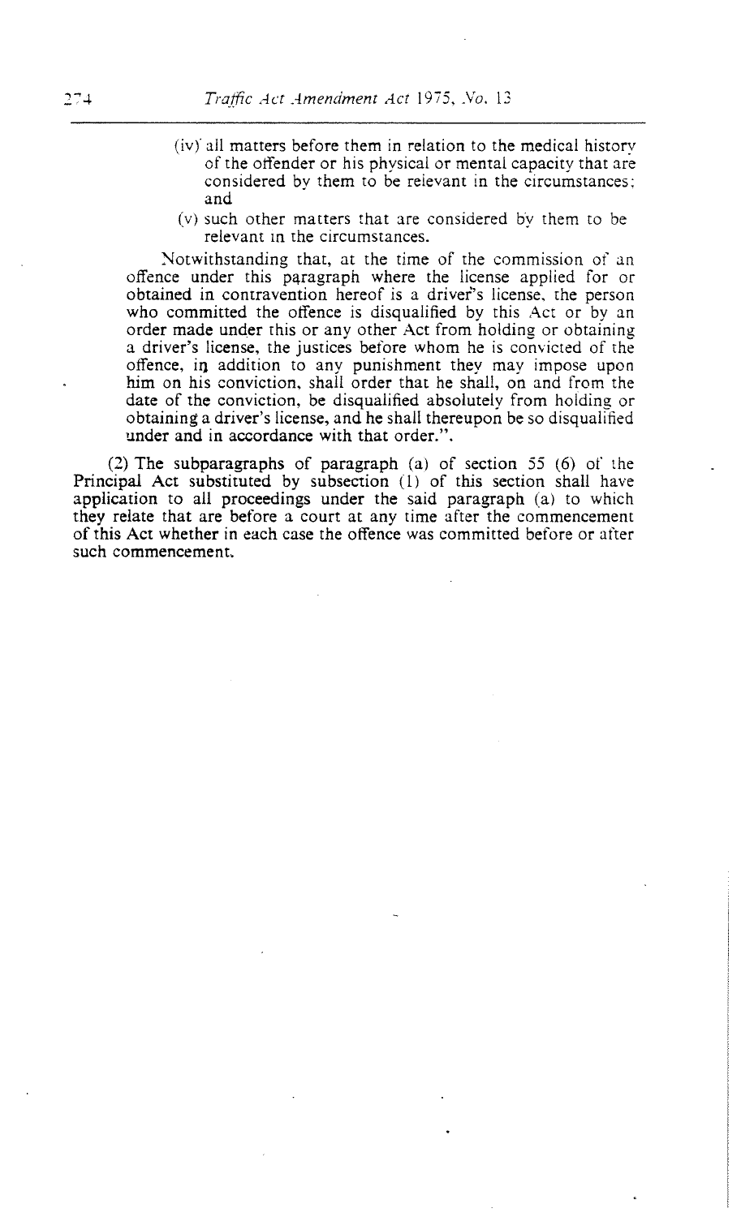(iv) all matters before them in relation to the medical history of the offender or his physical or mental capacity that are considered by them to be relevant in the circumstances; and

(v) such other matters that are considered by them to be relevant in the circumstances.

Notwithstanding that, at the time of the commission of an offence under this paragraph where the license applied for or obtained in contravention hereof is a driver's license, the person who committed the offence is disqualified by this Act or by an order made under this or any other Act from holding or obtaining a driver's license, the justices before whom he is convicted of the offence, in addition to any punishment they may impose upon him on his conviction, shall order that he shall, on and from the date of the conviction, be disqualified absolutely from holding or obtaining a driver's license, and he shall thereupon be so disqualified under and in accordance with that order.".

(2) The subparagraphs of paragraph (a) of section 55 (6) of the Principal Act substituted by subsection (1) of this section shall have application to all proceedings under the said paragraph (a) to which they relate that are before a court at any time after the commencement of this Act whether in each case the offence was committed before or after such commencement.